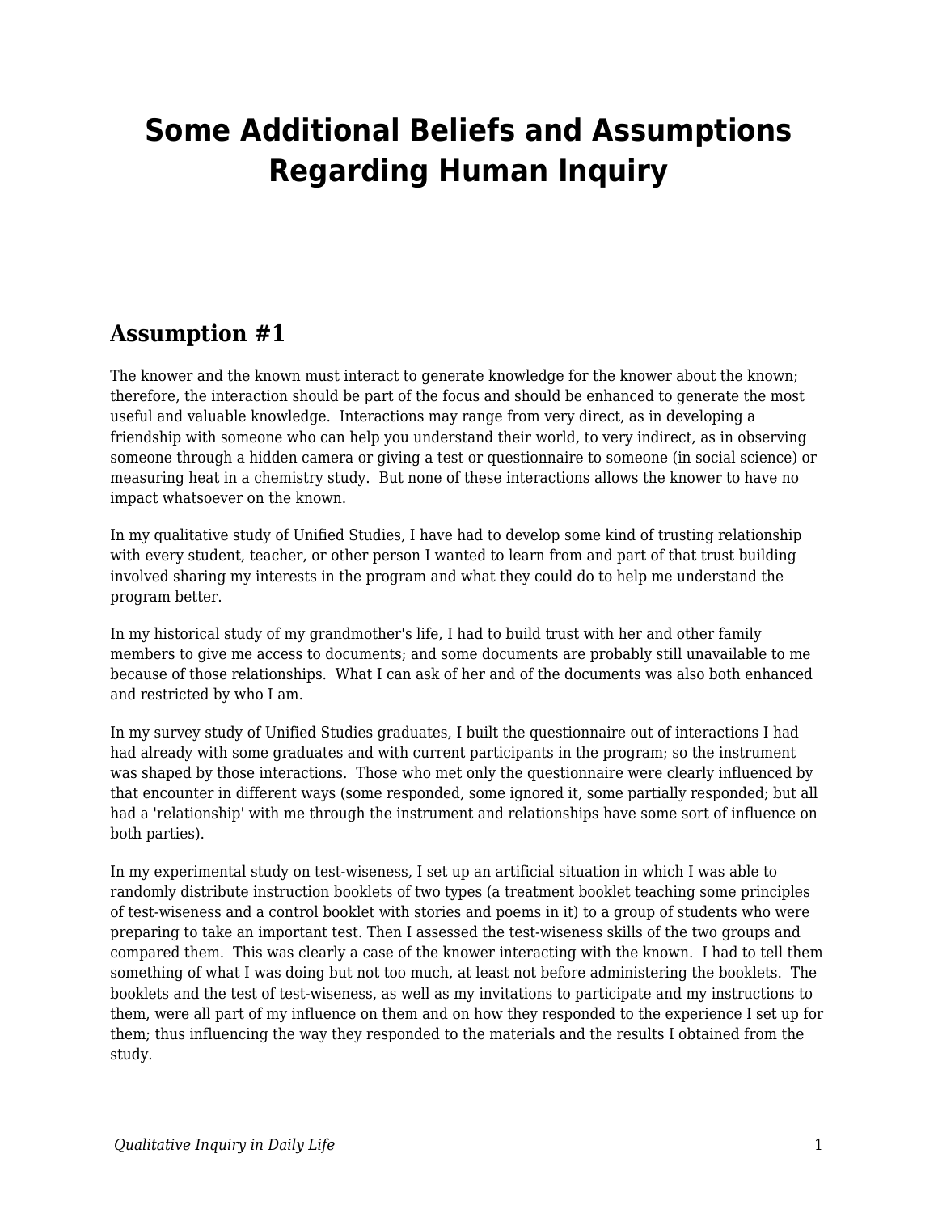# Some Additional Beliefs and Assumptions Regarding Human Inquiry

## Assumption #1

The knower and the known must interact to generate knowledge for the knower about the known; therefore, the interaction should be part of the focus and should be enhanced to generate the most useful and valuable knowledge. Interactions may range from very direct, as in developing a friendship with someone who can help you understand their world, to very indirect, as in observing someone through a hidden camera or giving a test or questionnaire to someone (in social science) or measuring heat in a chemistry study. But none of these interactions allows the knower to have no impact whatsoever on the known.

In my qualitative study of Unified Studies, I have had to develop some kind of trusting relationship with every student, teacher, or other person I wanted to learn from and part of that trust building involved sharing my interests in the program and what they could do to help me understand the program better.

In my historical study of my grandmother's life, I had to build trust with her and other family members to give me access to documents; and some documents are probably still unavailable to me because of those relationships. What I can ask of her and of the documents was also both enhanced and restricted by who I am.

In my survey study of Unified Studies graduates, I built the questionnaire out of interactions I had had already with some graduates and with current participants in the program; so the instrument was shaped by those interactions. Those who met only the questionnaire were clearly influenced by that encounter in different ways (some responded, some ignored it, some partially responded; but all had a 'relationship' with me through the instrument and relationships have some sort of influence on both parties).

In my experimental study on test-wiseness, I set up an artificial situation in which I was able to randomly distribute instruction booklets of two types (a treatment booklet teaching some principles of test-wiseness and a control booklet with stories and poems in it) to a group of students who were preparing to take an important test. Then I assessed the test-wiseness skills of the two groups and compared them. This was clearly a case of the knower interacting with the known. I had to tell them something of what I was doing but not too much, at least not before administering the booklets. The booklets and the test of test-wiseness, as well as my invitations to participate and my instructions to them, were all part of my influence on them and on how they responded to the experience I set up for them; thus influencing the way they responded to the materials and the results I obtained from the study.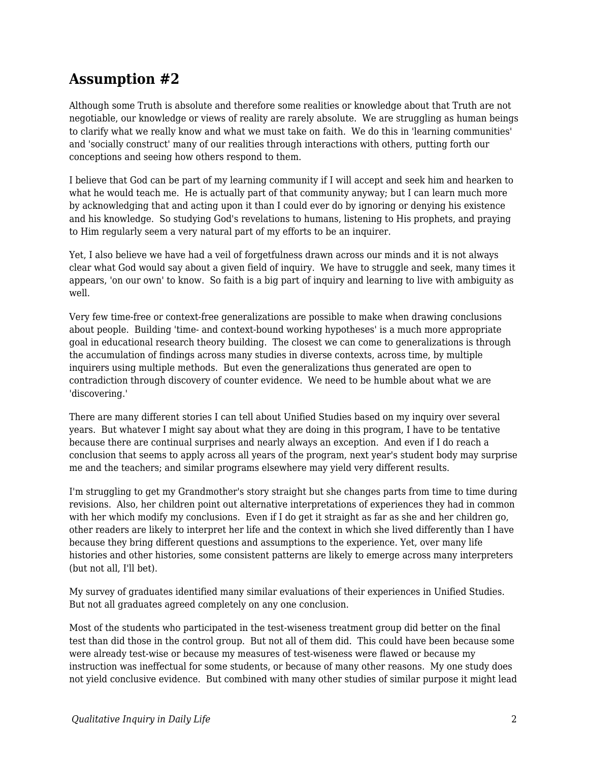## Assumption #2

Although some Truth is absolute and therefore some realities or knowledge about that Truth are not negotiable, our knowledge or views of reality are rarely absolute. We are struggling as human beings to clarify what we really know and what we must take on faith. We do this in 'learning communities' and 'socially construct' many of our realities through interactions with others, putting forth our conceptions and seeing how others respond to them.

I believe that God can be part of my learning community if I will accept and seek him and hearken to what he would teach me. He is actually part of that community anyway; but I can learn much more by acknowledging that and acting upon it than I could ever do by ignoring or denying his existence and his knowledge. So studying God's revelations to humans, listening to His prophets, and praying to Him regularly seem a very natural part of my efforts to be an inquirer.

Yet, I also believe we have had a veil of forgetfulness drawn across our minds and it is not always clear what God would say about a given field of inquiry. We have to struggle and seek, many times it appears, 'on our own' to know. So faith is a big part of inquiry and learning to live with ambiguity as well.

Very few time-free or context-free generalizations are possible to make when drawing conclusions about people. Building 'time- and context-bound working hypotheses' is a much more appropriate goal in educational research theory building. The closest we can come to generalizations is through the accumulation of findings across many studies in diverse contexts, across time, by multiple inquirers using multiple methods. But even the generalizations thus generated are open to contradiction through discovery of counter evidence. We need to be humble about what we are 'discovering.'

There are many different stories I can tell about Unified Studies based on my inquiry over several years. But whatever I might say about what they are doing in this program, I have to be tentative because there are continual surprises and nearly always an exception. And even if I do reach a conclusion that seems to apply across all years of the program, next year's student body may surprise me and the teachers; and similar programs elsewhere may yield very different results.

I'm struggling to get my Grandmother's story straight but she changes parts from time to time during revisions. Also, her children point out alternative interpretations of experiences they had in common with her which modify my conclusions. Even if I do get it straight as far as she and her children go, other readers are likely to interpret her life and the context in which she lived differently than I have because they bring different questions and assumptions to the experience. Yet, over many life histories and other histories, some consistent patterns are likely to emerge across many interpreters (but not all, I'll bet).

My survey of graduates identified many similar evaluations of their experiences in Unified Studies. But not all graduates agreed completely on any one conclusion.

Most of the students who participated in the test-wiseness treatment group did better on the final test than did those in the control group. But not all of them did. This could have been because some were already test-wise or because my measures of test-wiseness were flawed or because my instruction was ineffectual for some students, or because of many other reasons. My one study does not yield conclusive evidence. But combined with many other studies of similar purpose it might lead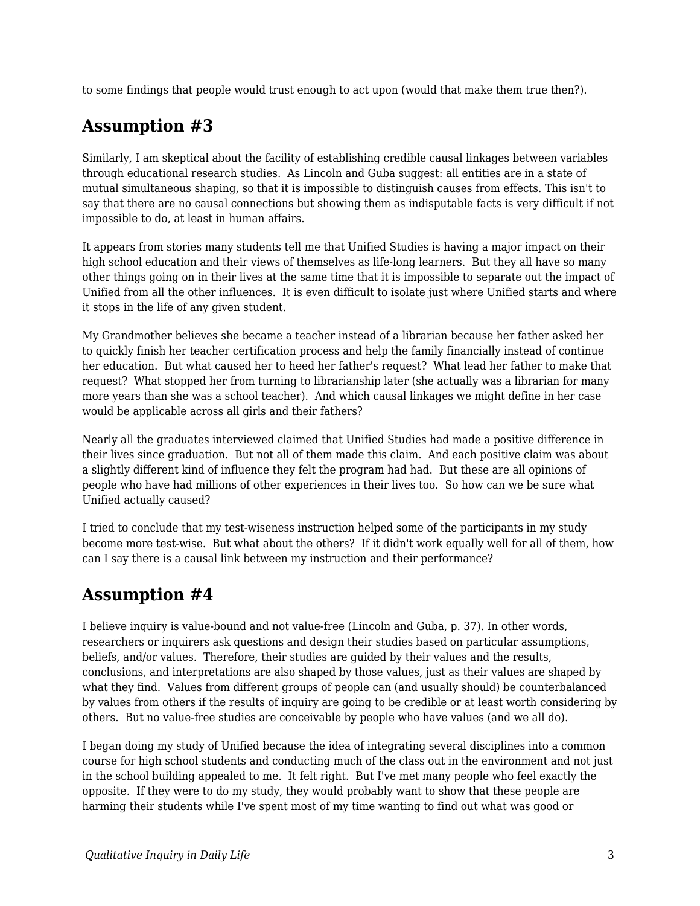to some findings that people would trust enough to act upon (would that make them true then?).

## Assumption #3

Similarly, I am skeptical about the facility of establishing credible causal linkages between variables through educational research studies.  As Lincoln and Guba suggest: all entities are in a state of mutual simultaneous shaping, so that it is impossible to distinguish causes from effects. This isn't to say that there are no causal connections but showing them as indisputable facts is very difficult if not impossible to do, at least in human affairs.

It appears from stories many students tell me that Unified Studies is having a major impact on their high school education and their views of themselves as life-long learners.  But they all have so many other things going on in their lives at the same time that it is impossible to separate out the impact of Unified from all the other influences.  It is even difficult to isolate just where Unified starts and where it stops in the life of any given student.

My Grandmother believes she became a teacher instead of a librarian because her father asked her to quickly finish her teacher certification process and help the family financially instead of continue her education.  But what caused her to heed her father's request?  What lead her father to make that request?  What stopped her from turning to librarianship later (she actually was a librarian for many more years than she was a school teacher).  And which causal linkages we might define in her case would be applicable across all girls and their fathers?

Nearly all the graduates interviewed claimed that Unified Studies had made a positive difference in their lives since graduation.  But not all of them made this claim.  And each positive claim was about a slightly different kind of influence they felt the program had had.  But these are all opinions of people who have had millions of other experiences in their lives too.  So how can we be sure what Unified actually caused?

I tried to conclude that my test-wiseness instruction helped some of the participants in my study become more test-wise.  But what about the others?  If it didn't work equally well for all of them, how can I say there is a causal link between my instruction and their performance?

## Assumption #4

I believe inquiry is value-bound and not value-free (Lincoln and Guba, p. 37). In other words, researchers or inquirers ask questions and design their studies based on particular assumptions, beliefs, and/or values.  Therefore, their studies are guided by their values and the results, conclusions, and interpretations are also shaped by those values, just as their values are shaped by what they find.  Values from different groups of people can (and usually should) be counterbalanced by values from others if the results of inquiry are going to be credible or at least worth considering by others.  But no value-free studies are conceivable by people who have values (and we all do).

I began doing my study of Unified because the idea of integrating several disciplines into a common course for high school students and conducting much of the class out in the environment and not just in the school building appealed to me.  It felt right.  But I've met many people who feel exactly the opposite.  If they were to do my study, they would probably want to show that these people are harming their students while I've spent most of my time wanting to find out what was good or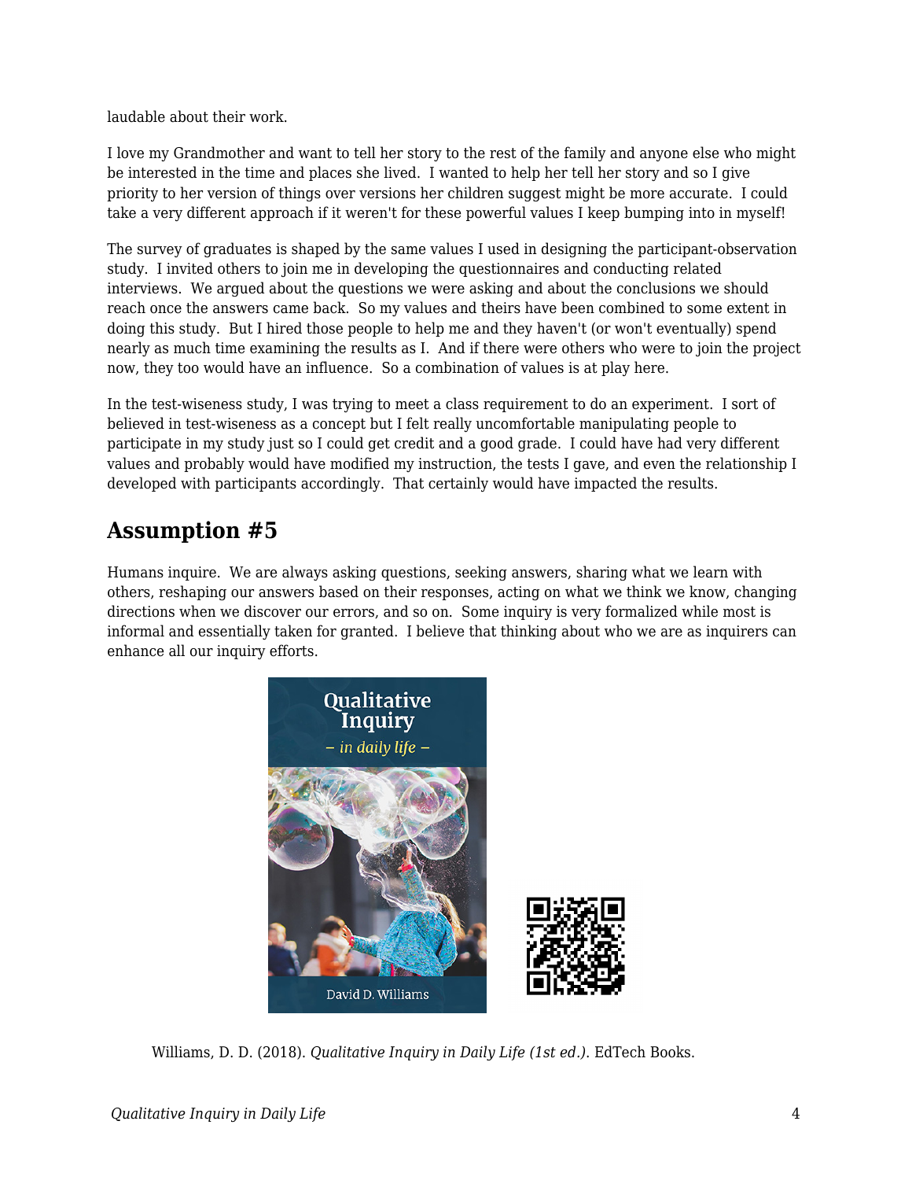laudable about their work.

I love my Grandmother and want to tell her story to the rest of the family and anyone else who might be interested in the time and places she lived.  I wanted to help her tell her story and so I give priority to her version of things over versions her children suggest might be more accurate.  I could take a very different approach if it weren't for these powerful values I keep bumping into in myself!

The survey of graduates is shaped by the same values I used in designing the participant-observation study.  I invited others to join me in developing the questionnaires and conducting related interviews.  We argued about the questions we were asking and about the conclusions we should reach once the answers came back.  So my values and theirs have been combined to some extent in doing this study.  But I hired those people to help me and they haven't (or won't eventually) spend nearly as much time examining the results as I.  And if there were others who were to join the project now, they too would have an influence.  So a combination of values is at play here.

In the test-wiseness study, I was trying to meet a class requirement to do an experiment.  I sort of believed in test-wiseness as a concept but I felt really uncomfortable manipulating people to participate in my study just so I could get credit and a good grade.  I could have had very different values and probably would have modified my instruction, the tests I gave, and even the relationship I developed with participants accordingly.  That certainly would have impacted the results.

## Assumption #5

Humans inquire.  We are always asking questions, seeking answers, sharing what we learn with others, reshaping our answers based on their responses, acting on what we think we know, changing directions when we discover our errors, and so on.  Some inquiry is very formalized while most is informal and essentially taken for granted.  I believe that thinking about who we are as inquirers can enhance all our inquiry efforts.

Williams, D. D. (2018). *Qualitative Inquiry in Daily Life (1st ed.)*. EdTech Books.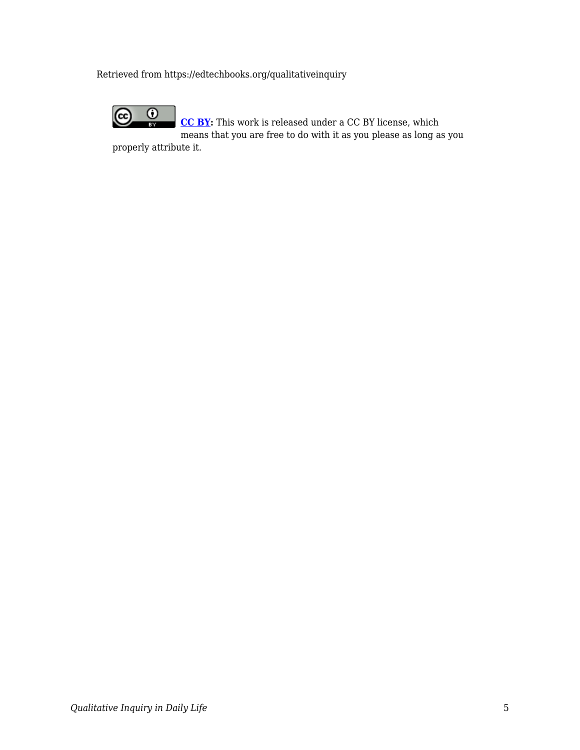Retrieved from https://edtechbooks.org/qualitativeinquiry

**CC BY:** This work is released under a CC BY license, which means that you are free to do with it as you please as long as you properly attribute it.